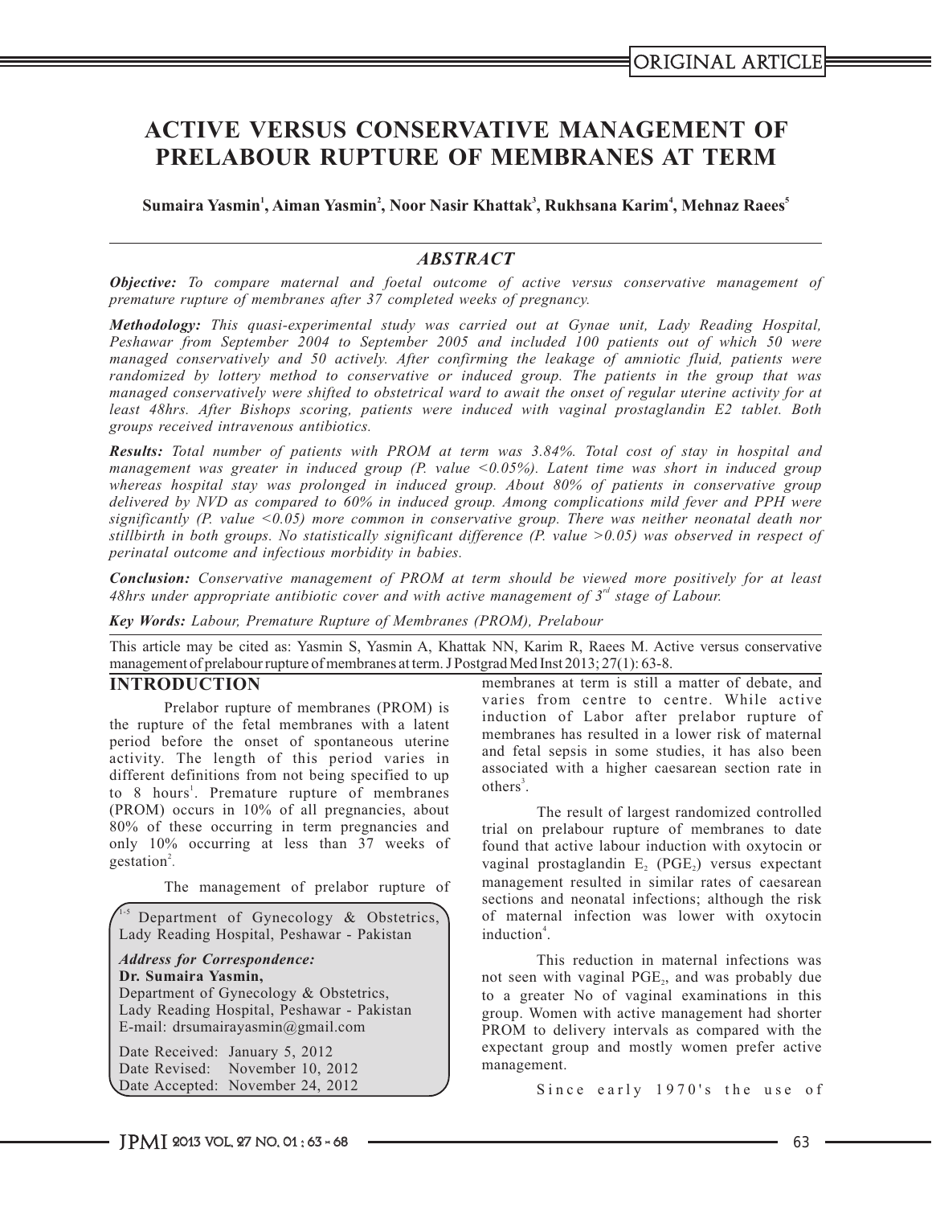ORIGINAL ARTICLE

# ACTIVE VERSUS CONSERVATIVE MANAGEMENT OF PRELABOUR RUPTURE OF MEMBRANES AT TERM

**Sumaira Yasmin[1], Aiman Yasmin[2], Noor Nasir Khattak[3], Rukhsana Karim[4], Mehnaz Raees[5]**

## *ABSTRACT*

***Objective:*** *To compare maternal and foetal outcome of active versus conservative management of premature rupture of membranes after 37 completed weeks of pregnancy.*

***Methodology:*** *This quasi-experimental study was carried out at Gynae unit, Lady Reading Hospital, Peshawar from September 2004 to September 2005 and included 100 patients out of which 50 were managed conservatively and 50 actively. After confirming the leakage of amniotic fluid, patients were randomized by lottery method to conservative or induced group. The patients in the group that was managed conservatively were shifted to obstetrical ward to await the onset of regular uterine activity for at least 48hrs. After Bishops scoring, patients were induced with vaginal prostaglandin E2 tablet. Both groups received intravenous antibiotics.*

***Results:*** *Total number of patients with PROM at term was 3.84%. Total cost of stay in hospital and management was greater in induced group (P. value <0.05%). Latent time was short in induced group whereas hospital stay was prolonged in induced group. About 80% of patients in conservative group delivered by NVD as compared to 60% in induced group. Among complications mild fever and PPH were significantly (P. value <0.05) more common in conservative group. There was neither neonatal death nor stillbirth in both groups. No statistically significant difference (P. value >0.05) was observed in respect of perinatal outcome and infectious morbidity in babies.*

***Conclusion:*** *Conservative management of PROM at term should be viewed more positively for at least 48hrs under appropriate antibiotic cover and with active management of 3rd stage of Labour.*

***Key Words:*** *Labour, Premature Rupture of Membranes (PROM), Prelabour*

This article may be cited as: Yasmin S, Yasmin A, Khattak NN, Karim R, Raees M. Active versus conservative management of prelabour rupture of membranes at term. J Postgrad Med Inst 2013; 27(1): 63-8.

## INTRODUCTION

Prelabor rupture of membranes (PROM) is the rupture of the fetal membranes with a latent period before the onset of spontaneous uterine activity. The length of this period varies in different definitions from not being specified to up to 8 hours[1]. Premature rupture of membranes (PROM) occurs in 10% of all pregnancies, about 80% of these occurring in term pregnancies and only 10% occurring at less than 37 weeks of gestation[2].

The management of prelabor rupture of membranes at term is still a matter of debate, and varies from centre to centre. While active induction of Labor after prelabor rupture of membranes has resulted in a lower risk of maternal and fetal sepsis in some studies, it has also been associated with a higher caesarean section rate in others[3].

The result of largest randomized controlled trial on prelabour rupture of membranes to date found that active labour induction with oxytocin or vaginal prostaglandin $E_2$ ($PGE_2$) versus expectant management resulted in similar rates of caesarean sections and neonatal infections; although the risk of maternal infection was lower with oxytocin induction[4].

This reduction in maternal infections was not seen with vaginal $PGE_2$, and was probably due to a greater No of vaginal examinations in this group. Women with active management had shorter PROM to delivery intervals as compared with the expectant group and mostly women prefer active management.

Since early 1970's the use of

[1-5] Department of Gynecology & Obstetrics, Lady Reading Hospital, Peshawar - Pakistan

***Address for Correspondence:***
**Dr. Sumaira Yasmin,**
Department of Gynecology & Obstetrics,
Lady Reading Hospital, Peshawar - Pakistan
E-mail: drsumairayasmin@gmail.com

Date Received: January 5, 2012
Date Revised: November 10, 2012
Date Accepted: November 24, 2012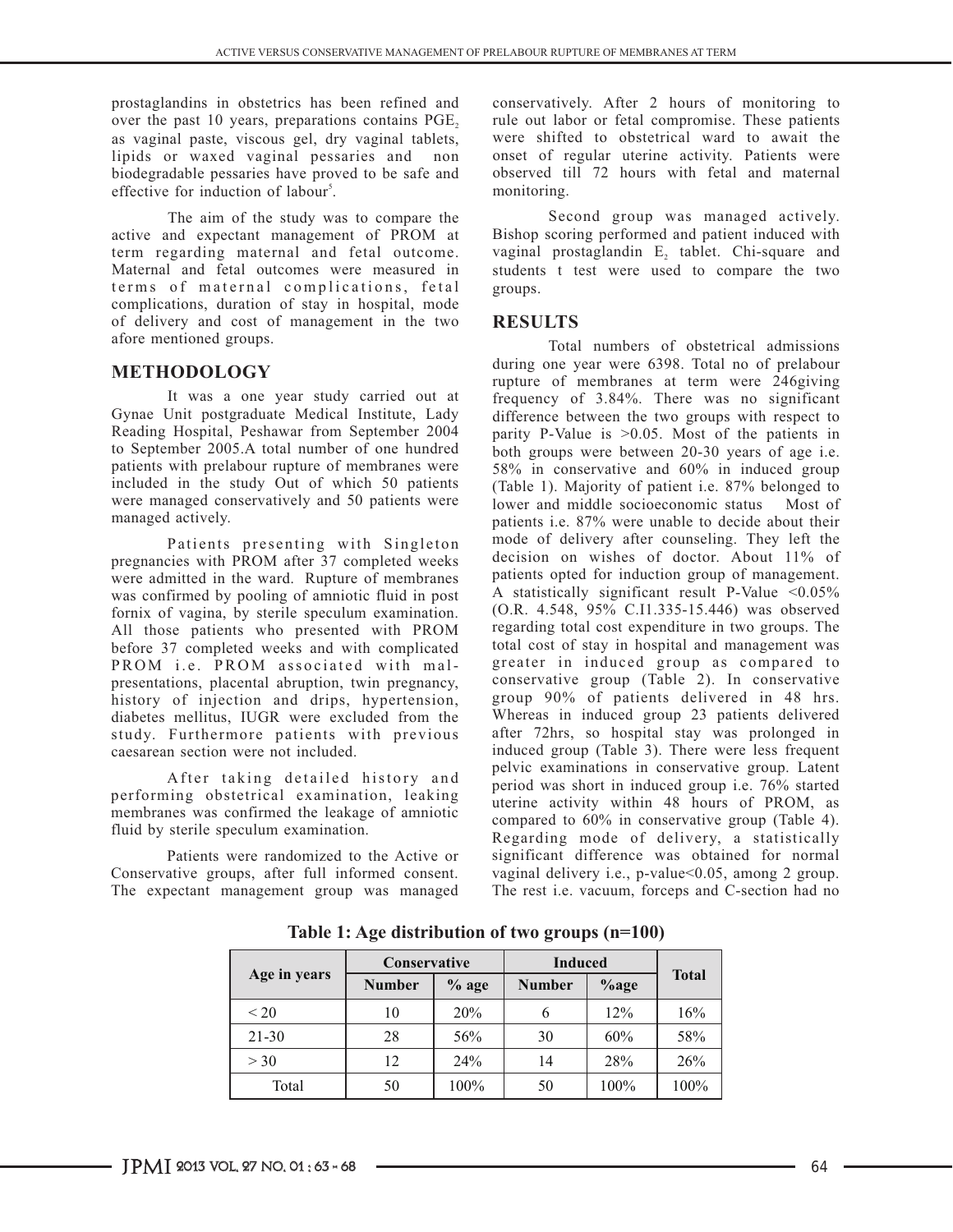prostaglandins in obstetrics has been refined and over the past 10 years, preparations contains $PGE_2$ as vaginal paste, viscous gel, dry vaginal tablets, lipids or waxed vaginal pessaries and non biodegradable pessaries have proved to be safe and effective for induction of labour[5].

The aim of the study was to compare the active and expectant management of PROM at term regarding maternal and fetal outcome. Maternal and fetal outcomes were measured in terms of maternal complications, fetal complications, duration of stay in hospital, mode of delivery and cost of management in the two afore mentioned groups.

## METHODOLOGY

It was a one year study carried out at Gynae Unit postgraduate Medical Institute, Lady Reading Hospital, Peshawar from September 2004 to September 2005.A total number of one hundred patients with prelabour rupture of membranes were included in the study Out of which 50 patients were managed conservatively and 50 patients were managed actively.

Patients presenting with Singleton pregnancies with PROM after 37 completed weeks were admitted in the ward. Rupture of membranes was confirmed by pooling of amniotic fluid in post fornix of vagina, by sterile speculum examination. All those patients who presented with PROM before 37 completed weeks and with complicated PROM i.e. PROM associated with mal-presentations, placental abruption, twin pregnancy, history of injection and drips, hypertension, diabetes mellitus, IUGR were excluded from the study. Furthermore patients with previous caesarean section were not included.

After taking detailed history and performing obstetrical examination, leaking membranes was confirmed the leakage of amniotic fluid by sterile speculum examination.

Patients were randomized to the Active or Conservative groups, after full informed consent. The expectant management group was managed conservatively. After 2 hours of monitoring to rule out labor or fetal compromise. These patients were shifted to obstetrical ward to await the onset of regular uterine activity. Patients were observed till 72 hours with fetal and maternal monitoring.

Second group was managed actively. Bishop scoring performed and patient induced with vaginal prostaglandin $E_2$ tablet. Chi-square and students t test were used to compare the two groups.

## RESULTS

Total numbers of obstetrical admissions during one year were 6398. Total no of prelabour rupture of membranes at term were 246giving frequency of 3.84%. There was no significant difference between the two groups with respect to parity P-Value is >0.05. Most of the patients in both groups were between 20-30 years of age i.e. 58% in conservative and 60% in induced group (Table 1). Majority of patient i.e. 87% belonged to lower and middle socioeconomic status Most of patients i.e. 87% were unable to decide about their mode of delivery after counseling. They left the decision on wishes of doctor. About 11% of patients opted for induction group of management. A statistically significant result P-Value <0.05% (O.R. 4.548, 95% C.I1.335-15.446) was observed regarding total cost expenditure in two groups. The total cost of stay in hospital and management was greater in induced group as compared to conservative group (Table 2). In conservative group 90% of patients delivered in 48 hrs. Whereas in induced group 23 patients delivered after 72hrs, so hospital stay was prolonged in induced group (Table 3). There were less frequent pelvic examinations in conservative group. Latent period was short in induced group i.e. 76% started uterine activity within 48 hours of PROM, as compared to 60% in conservative group (Table 4). Regarding mode of delivery, a statistically significant difference was obtained for normal vaginal delivery i.e., p-value<0.05, among 2 group. The rest i.e. vacuum, forceps and C-section had no

**Table 1: Age distribution of two groups (n=100)**

| Age in years | Conservative | | Induced | | Total |
|---|---|---|---|---|---|
| | Number | % age | Number | %age | |
| < 20 | 10 | 20% | 6 | 12% | 16% |
| 21-30 | 28 | 56% | 30 | 60% | 58% |
| > 30 | 12 | 24% | 14 | 28% | 26% |
| Total | 50 | 100% | 50 | 100% | 100% |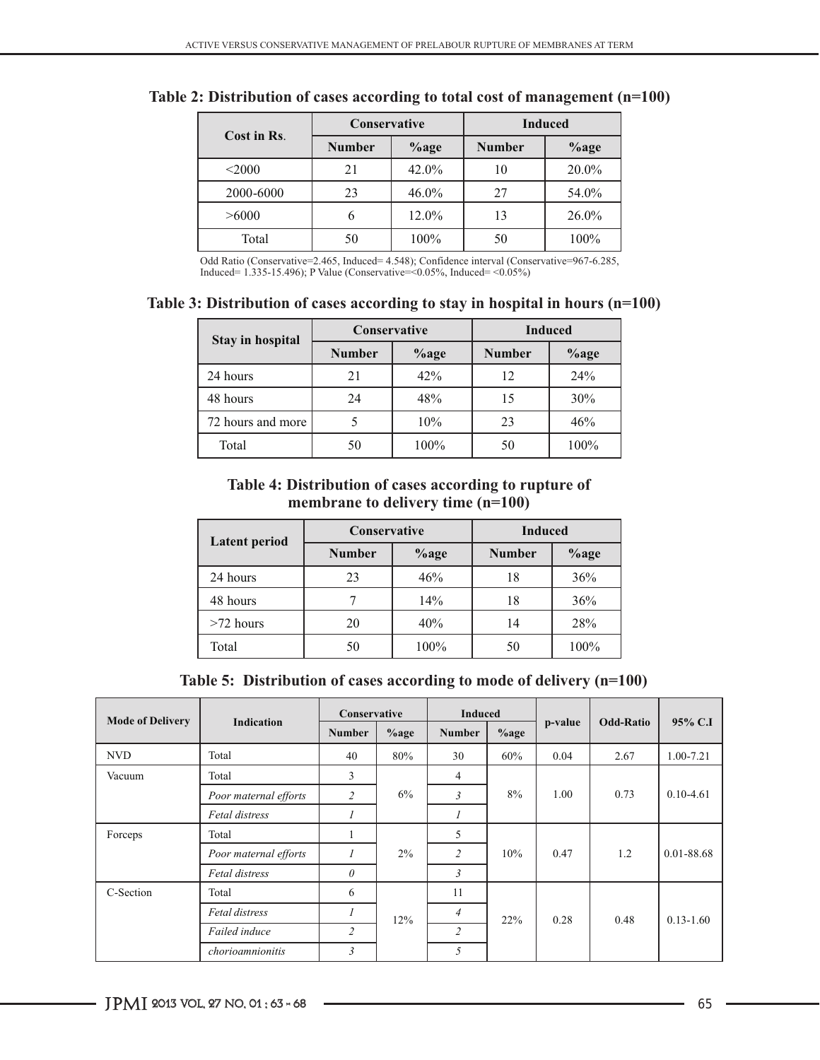**Table 2: Distribution of cases according to total cost of management (n=100)**

| Cost in Rs. | Conservative | | Induced | |
|---|---|---|---|---|
| | Number | %age | Number | %age |
| <2000 | 21 | 42.0% | 10 | 20.0% |
| 2000-6000 | 23 | 46.0% | 27 | 54.0% |
| >6000 | 6 | 12.0% | 13 | 26.0% |
| Total | 50 | 100% | 50 | 100% |

Odd Ratio (Conservative=2.465, Induced= 4.548); Confidence interval (Conservative=967-6.285, Induced= 1.335-15.496); P Value (Conservative=<0.05%, Induced= <0.05%)

**Table 3: Distribution of cases according to stay in hospital in hours (n=100)**

| Stay in hospital | Conservative | | Induced | |
|---|---|---|---|---|
| | Number | %age | Number | %age |
| 24 hours | 21 | 42% | 12 | 24% |
| 48 hours | 24 | 48% | 15 | 30% |
| 72 hours and more | 5 | 10% | 23 | 46% |
| Total | 50 | 100% | 50 | 100% |

**Table 4: Distribution of cases according to rupture of membrane to delivery time (n=100)**

| Latent period | Conservative | | Induced | |
|---|---|---|---|---|
| | Number | %age | Number | %age |
| 24 hours | 23 | 46% | 18 | 36% |
| 48 hours | 7 | 14% | 18 | 36% |
| >72 hours | 20 | 40% | 14 | 28% |
| Total | 50 | 100% | 50 | 100% |

**Table 5: Distribution of cases according to mode of delivery (n=100)**

| Mode of Delivery | Indication | Conservative | | Induced | | p-value | Odd-Ratio | 95% C.I |
|---|---|---|---|---|---|---|---|---|
| | | Number | %age | Number | %age | | | |
| NVD | Total | 40 | 80% | 30 | 60% | 0.04 | 2.67 | 1.00-7.21 |
| Vacuum | Total | 3 | 6% | 4 | 8% | 1.00 | 0.73 | 0.10-4.61 |
| | *Poor maternal efforts* | *2* | | *3* | | | | |
| | *Fetal distress* | *1* | | *1* | | | | |
| Forceps | Total | 1 | 2% | 5 | 10% | 0.47 | 1.2 | 0.01-88.68 |
| | *Poor maternal efforts* | *1* | | *2* | | | | |
| | *Fetal distress* | *0* | | *3* | | | | |
| C-Section | Total | 6 | 12% | 11 | 22% | 0.28 | 0.48 | 0.13-1.60 |
| | *Fetal distress* | *1* | | *4* | | | | |
| | *Failed induce* | *2* | | *2* | | | | |
| | *chorioamnionitis* | *3* | | *5* | | | | |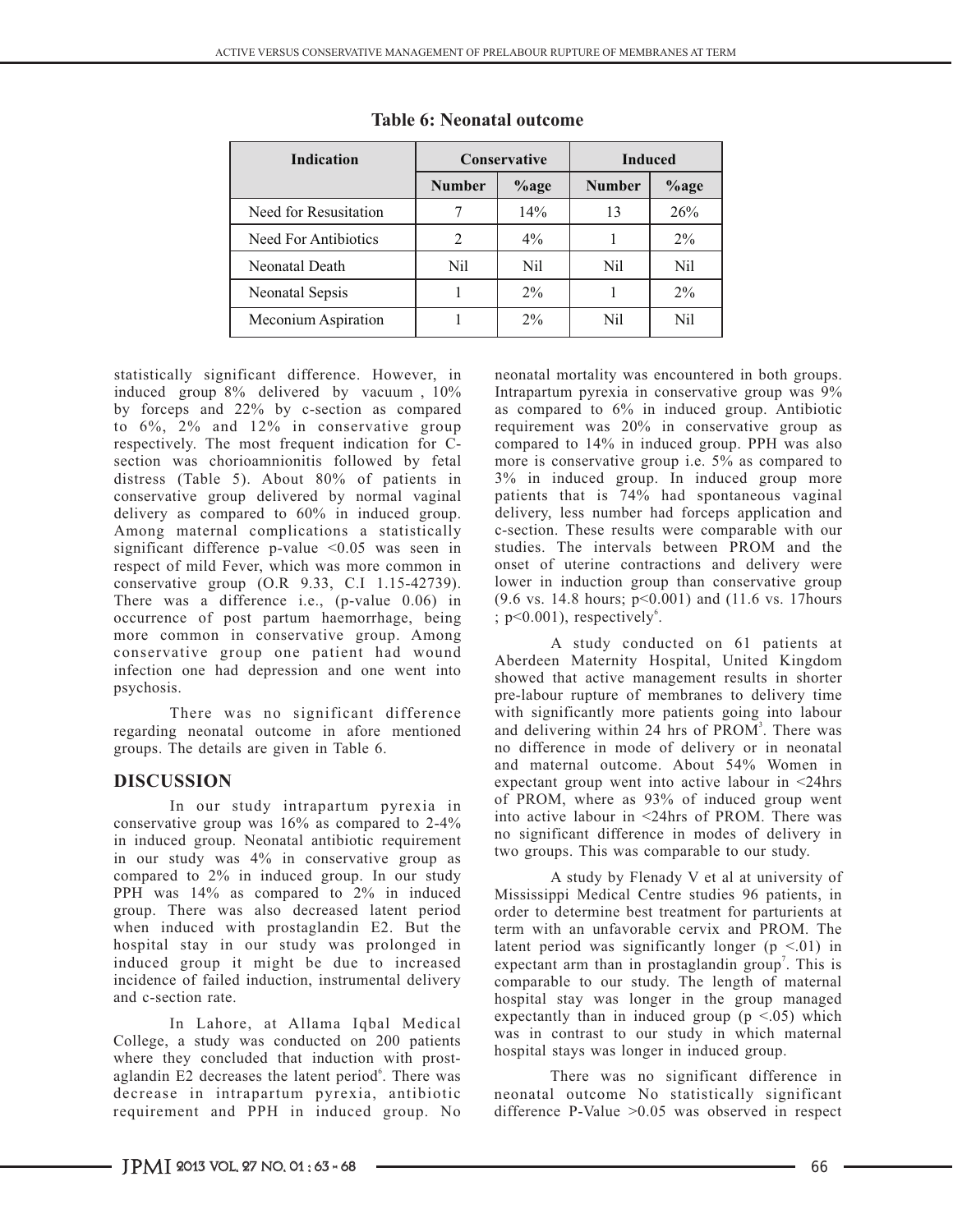**Table 6: Neonatal outcome**

| Indication | Conservative | | Induced | |
|---|---|---|---|---|
| | Number | %age | Number | %age |
| Need for Resusitation | 7 | 14% | 13 | 26% |
| Need For Antibiotics | 2 | 4% | 1 | 2% |
| Neonatal Death | Nil | Nil | Nil | Nil |
| Neonatal Sepsis | 1 | 2% | 1 | 2% |
| Meconium Aspiration | 1 | 2% | Nil | Nil |

statistically significant difference. However, in induced group 8% delivered by vacuum , 10% by forceps and 22% by c-section as compared to 6%, 2% and 12% in conservative group respectively. The most frequent indication for C-section was chorioamnionitis followed by fetal distress (Table 5). About 80% of patients in conservative group delivered by normal vaginal delivery as compared to 60% in induced group. Among maternal complications a statistically significant difference p-value <0.05 was seen in respect of mild Fever, which was more common in conservative group (O.R 9.33, C.I 1.15-42739). There was a difference i.e., (p-value 0.06) in occurrence of post partum haemorrhage, being more common in conservative group. Among conservative group one patient had wound infection one had depression and one went into psychosis.

There was no significant difference regarding neonatal outcome in afore mentioned groups. The details are given in Table 6.

## DISCUSSION

In our study intrapartum pyrexia in conservative group was 16% as compared to 2-4% in induced group. Neonatal antibiotic requirement in our study was 4% in conservative group as compared to 2% in induced group. In our study PPH was 14% as compared to 2% in induced group. There was also decreased latent period when induced with prostaglandin E2. But the hospital stay in our study was prolonged in induced group it might be due to increased incidence of failed induction, instrumental delivery and c-section rate.

In Lahore, at Allama Iqbal Medical College, a study was conducted on 200 patients where they concluded that induction with prostaglandin E2 decreases the latent period[6]. There was decrease in intrapartum pyrexia, antibiotic requirement and PPH in induced group. No neonatal mortality was encountered in both groups. Intrapartum pyrexia in conservative group was 9% as compared to 6% in induced group. Antibiotic requirement was 20% in conservative group as compared to 14% in induced group. PPH was also more is conservative group i.e. 5% as compared to 3% in induced group. In induced group more patients that is 74% had spontaneous vaginal delivery, less number had forceps application and c-section. These results were comparable with our studies. The intervals between PROM and the onset of uterine contractions and delivery were lower in induction group than conservative group (9.6 vs. 14.8 hours; p<0.001) and (11.6 vs. 17hours ; p<0.001), respectively[6].

A study conducted on 61 patients at Aberdeen Maternity Hospital, United Kingdom showed that active management results in shorter pre-labour rupture of membranes to delivery time with significantly more patients going into labour and delivering within 24 hrs of PROM[3]. There was no difference in mode of delivery or in neonatal and maternal outcome. About 54% Women in expectant group went into active labour in <24hrs of PROM, where as 93% of induced group went into active labour in <24hrs of PROM. There was no significant difference in modes of delivery in two groups. This was comparable to our study.

A study by Flenady V et al at university of Mississippi Medical Centre studies 96 patients, in order to determine best treatment for parturients at term with an unfavorable cervix and PROM. The latent period was significantly longer (p <.01) in expectant arm than in prostaglandin group[7]. This is comparable to our study. The length of maternal hospital stay was longer in the group managed expectantly than in induced group (p <.05) which was in contrast to our study in which maternal hospital stays was longer in induced group.

There was no significant difference in neonatal outcome No statistically significant difference P-Value >0.05 was observed in respect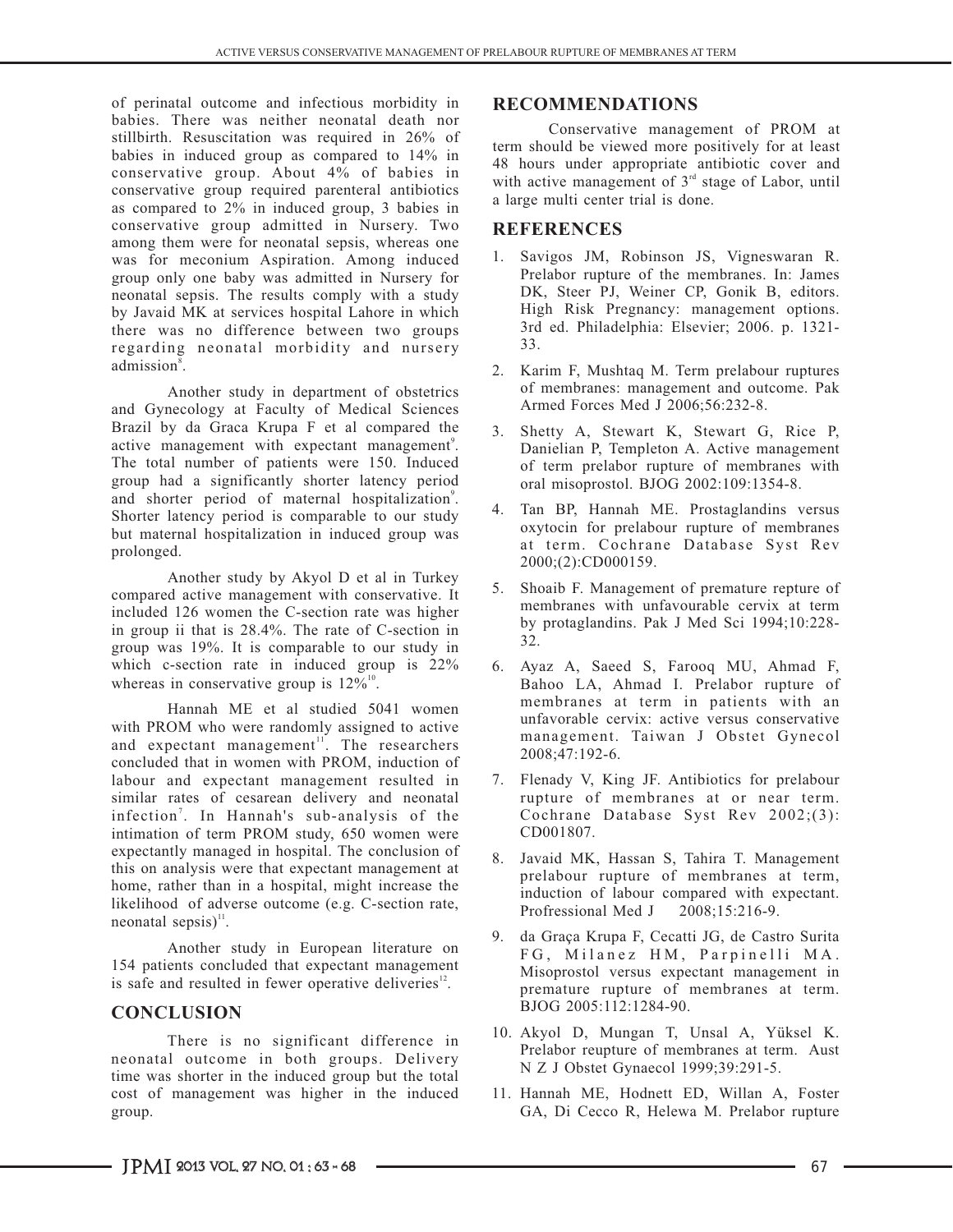of perinatal outcome and infectious morbidity in babies. There was neither neonatal death nor stillbirth. Resuscitation was required in 26% of babies in induced group as compared to 14% in conservative group. About 4% of babies in conservative group required parenteral antibiotics as compared to 2% in induced group, 3 babies in conservative group admitted in Nursery. Two among them were for neonatal sepsis, whereas one was for meconium Aspiration. Among induced group only one baby was admitted in Nursery for neonatal sepsis. The results comply with a study by Javaid MK at services hospital Lahore in which there was no difference between two groups regarding neonatal morbidity and nursery admission[8].

Another study in department of obstetrics and Gynecology at Faculty of Medical Sciences Brazil by da Graca Krupa F et al compared the active management with expectant management[9]. The total number of patients were 150. Induced group had a significantly shorter latency period and shorter period of maternal hospitalization[9]. Shorter latency period is comparable to our study but maternal hospitalization in induced group was prolonged.

Another study by Akyol D et al in Turkey compared active management with conservative. It included 126 women the C-section rate was higher in group ii that is 28.4%. The rate of C-section in group was 19%. It is comparable to our study in which c-section rate in induced group is 22% whereas in conservative group is 12%[10].

Hannah ME et al studied 5041 women with PROM who were randomly assigned to active and expectant management[11]. The researchers concluded that in women with PROM, induction of labour and expectant management resulted in similar rates of cesarean delivery and neonatal infection[7]. In Hannah's sub-analysis of the intimation of term PROM study, 650 women were expectantly managed in hospital. The conclusion of this on analysis were that expectant management at home, rather than in a hospital, might increase the likelihood of adverse outcome (e.g. C-section rate, neonatal sepsis)[11].

Another study in European literature on 154 patients concluded that expectant management is safe and resulted in fewer operative deliveries[12].

## CONCLUSION

There is no significant difference in neonatal outcome in both groups. Delivery time was shorter in the induced group but the total cost of management was higher in the induced group.

## RECOMMENDATIONS

Conservative management of PROM at term should be viewed more positively for at least 48 hours under appropriate antibiotic cover and with active management of 3rd stage of Labor, until a large multi center trial is done.

## REFERENCES

1. Savigos JM, Robinson JS, Vigneswaran R. Prelabor rupture of the membranes. In: James DK, Steer PJ, Weiner CP, Gonik B, editors. High Risk Pregnancy: management options. 3rd ed. Philadelphia: Elsevier; 2006. p. 1321-33.
2. Karim F, Mushtaq M. Term prelabour ruptures of membranes: management and outcome. Pak Armed Forces Med J 2006;56:232-8.
3. Shetty A, Stewart K, Stewart G, Rice P, Danielian P, Templeton A. Active management of term prelabor rupture of membranes with oral misoprostol. BJOG 2002:109:1354-8.
4. Tan BP, Hannah ME. Prostaglandins versus oxytocin for prelabour rupture of membranes at term. Cochrane Database Syst Rev 2000;(2):CD000159.
5. Shoaib F. Management of premature repture of membranes with unfavourable cervix at term by protaglandins. Pak J Med Sci 1994;10:228-32.
6. Ayaz A, Saeed S, Farooq MU, Ahmad F, Bahoo LA, Ahmad I. Prelabor rupture of membranes at term in patients with an unfavorable cervix: active versus conservative management. Taiwan J Obstet Gynecol 2008;47:192-6.
7. Flenady V, King JF. Antibiotics for prelabour rupture of membranes at or near term. Cochrane Database Syst Rev 2002;(3): CD001807.
8. Javaid MK, Hassan S, Tahira T. Management prelabour rupture of membranes at term, induction of labour compared with expectant. Profressional Med J 2008;15:216-9.
9. da Graça Krupa F, Cecatti JG, de Castro Surita FG, Milanez HM, Parpinelli MA. Misoprostol versus expectant management in premature rupture of membranes at term. BJOG 2005:112:1284-90.
10. Akyol D, Mungan T, Unsal A, Yüksel K. Prelabor reupture of membranes at term. Aust N Z J Obstet Gynaecol 1999;39:291-5.
11. Hannah ME, Hodnett ED, Willan A, Foster GA, Di Cecco R, Helewa M. Prelabor rupture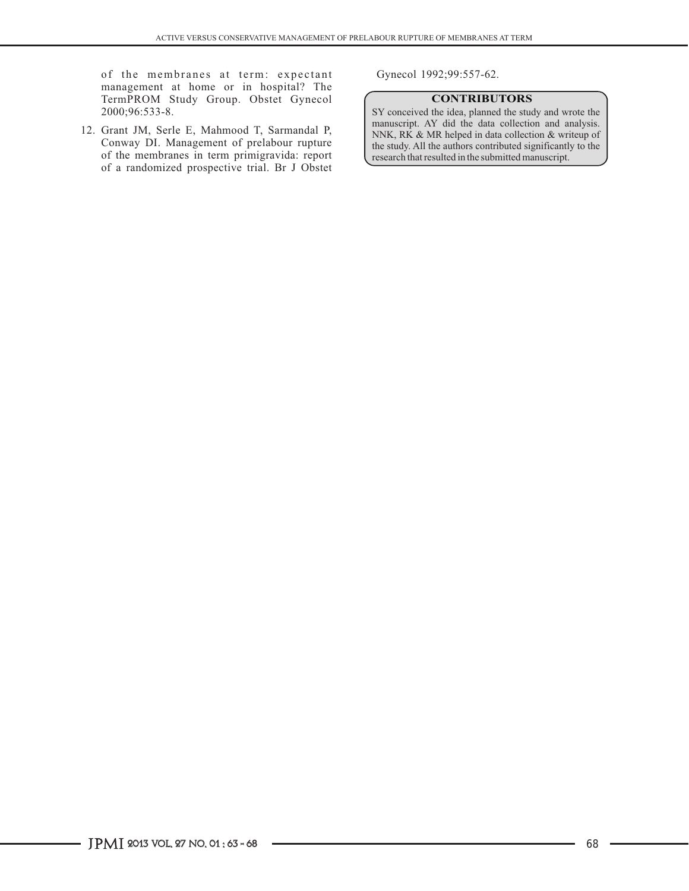of the membranes at term: expectant management at home or in hospital? The TermPROM Study Group. Obstet Gynecol 2000;96:533-8.

12. Grant JM, Serle E, Mahmood T, Sarmandal P, Conway DI. Management of prelabour rupture of the membranes in term primigravida: report of a randomized prospective trial. Br J Obstet Gynecol 1992;99:557-62.

**CONTRIBUTORS**

SY conceived the idea, planned the study and wrote the manuscript. AY did the data collection and analysis. NNK, RK & MR helped in data collection & writeup of the study. All the authors contributed significantly to the research that resulted in the submitted manuscript.